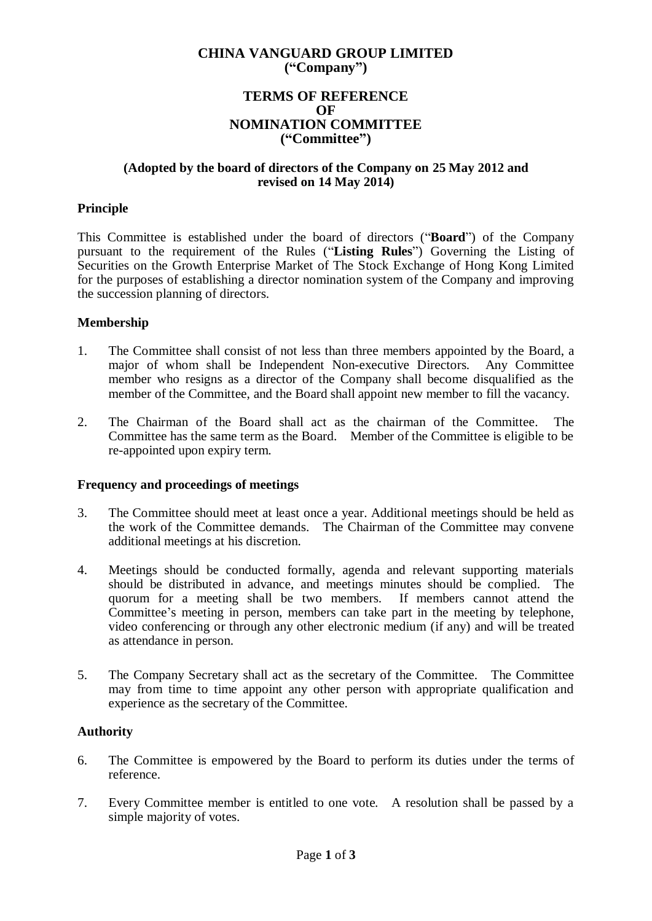# CHINA VANGUARD GROUP LIMITED
# ("Company")

## TERMS OF REFERENCE
## OF
## NOMINATION COMMITTEE
## ("Committee")

**(Adopted by the board of directors of the Company on 25 May 2012 and revised on 14 May 2014)**

### Principle

This Committee is established under the board of directors ("**Board**") of the Company pursuant to the requirement of the Rules ("**Listing Rules**") Governing the Listing of Securities on the Growth Enterprise Market of The Stock Exchange of Hong Kong Limited for the purposes of establishing a director nomination system of the Company and improving the succession planning of directors.

### Membership

1. The Committee shall consist of not less than three members appointed by the Board, a major of whom shall be Independent Non-executive Directors. Any Committee member who resigns as a director of the Company shall become disqualified as the member of the Committee, and the Board shall appoint new member to fill the vacancy.

2. The Chairman of the Board shall act as the chairman of the Committee. The Committee has the same term as the Board. Member of the Committee is eligible to be re-appointed upon expiry term.

### Frequency and proceedings of meetings

3. The Committee should meet at least once a year. Additional meetings should be held as the work of the Committee demands. The Chairman of the Committee may convene additional meetings at his discretion.

4. Meetings should be conducted formally, agenda and relevant supporting materials should be distributed in advance, and meetings minutes should be complied. The quorum for a meeting shall be two members. If members cannot attend the Committee's meeting in person, members can take part in the meeting by telephone, video conferencing or through any other electronic medium (if any) and will be treated as attendance in person.

5. The Company Secretary shall act as the secretary of the Committee. The Committee may from time to time appoint any other person with appropriate qualification and experience as the secretary of the Committee.

### Authority

6. The Committee is empowered by the Board to perform its duties under the terms of reference.

7. Every Committee member is entitled to one vote. A resolution shall be passed by a simple majority of votes.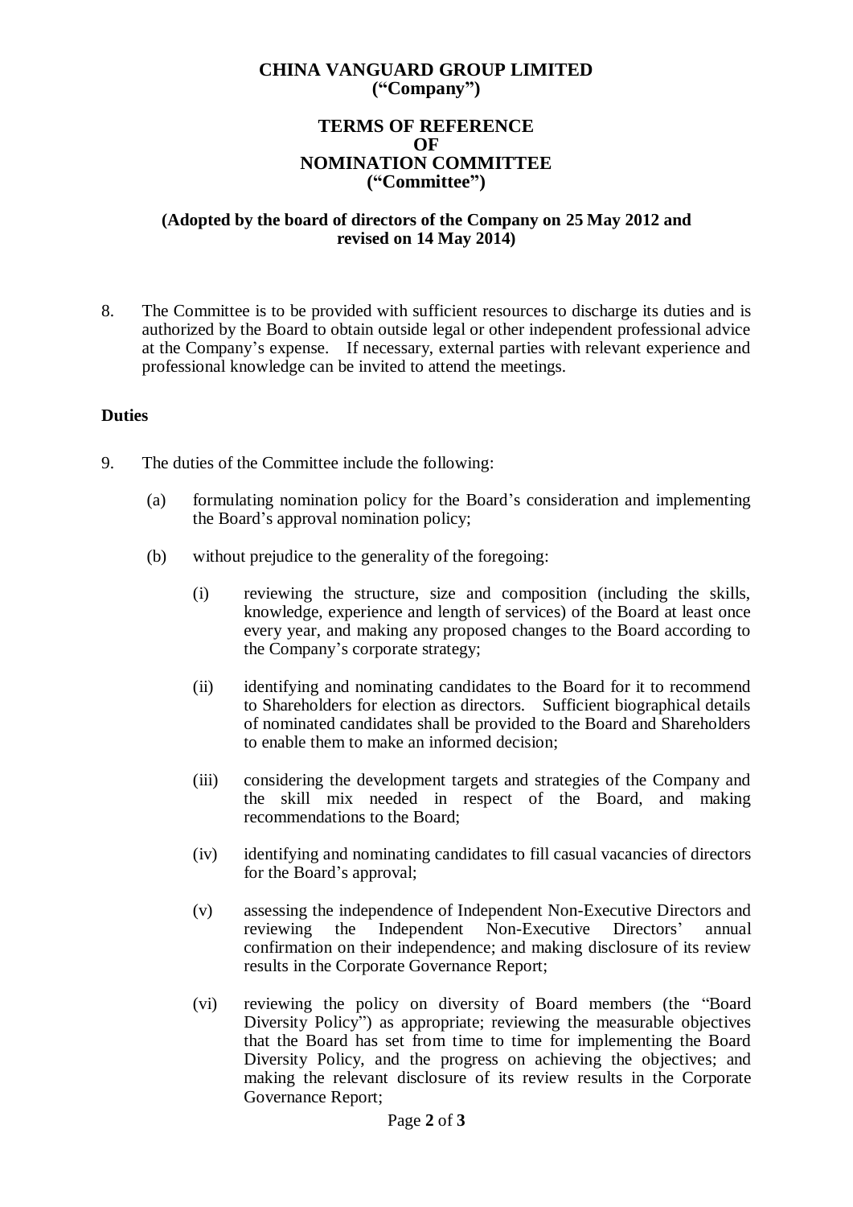**CHINA VANGUARD GROUP LIMITED**
**("Company")**

**TERMS OF REFERENCE**
**OF**
**NOMINATION COMMITTEE**
**("Committee")**

**(Adopted by the board of directors of the Company on 25 May 2012 and revised on 14 May 2014)**

8. The Committee is to be provided with sufficient resources to discharge its duties and is authorized by the Board to obtain outside legal or other independent professional advice at the Company's expense. If necessary, external parties with relevant experience and professional knowledge can be invited to attend the meetings.

**Duties**

9. The duties of the Committee include the following:

   (a) formulating nomination policy for the Board's consideration and implementing the Board's approval nomination policy;

   (b) without prejudice to the generality of the foregoing:

      (i) reviewing the structure, size and composition (including the skills, knowledge, experience and length of services) of the Board at least once every year, and making any proposed changes to the Board according to the Company's corporate strategy;

      (ii) identifying and nominating candidates to the Board for it to recommend to Shareholders for election as directors. Sufficient biographical details of nominated candidates shall be provided to the Board and Shareholders to enable them to make an informed decision;

      (iii) considering the development targets and strategies of the Company and the skill mix needed in respect of the Board, and making recommendations to the Board;

      (iv) identifying and nominating candidates to fill casual vacancies of directors for the Board's approval;

      (v) assessing the independence of Independent Non-Executive Directors and reviewing the Independent Non-Executive Directors' annual confirmation on their independence; and making disclosure of its review results in the Corporate Governance Report;

      (vi) reviewing the policy on diversity of Board members (the "Board Diversity Policy") as appropriate; reviewing the measurable objectives that the Board has set from time to time for implementing the Board Diversity Policy, and the progress on achieving the objectives; and making the relevant disclosure of its review results in the Corporate Governance Report;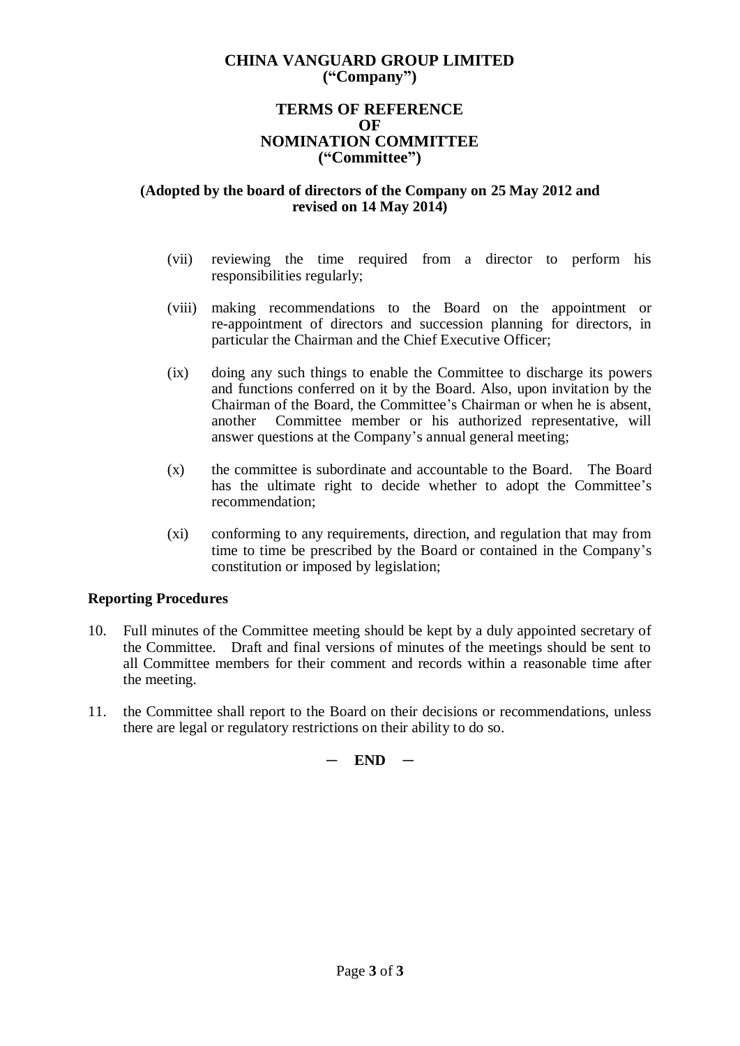**CHINA VANGUARD GROUP LIMITED**
**("Company")**

**TERMS OF REFERENCE**
**OF**
**NOMINATION COMMITTEE**
**("Committee")**

**(Adopted by the board of directors of the Company on 25 May 2012 and revised on 14 May 2014)**

(vii) reviewing the time required from a director to perform his responsibilities regularly;

(viii) making recommendations to the Board on the appointment or re-appointment of directors and succession planning for directors, in particular the Chairman and the Chief Executive Officer;

(ix) doing any such things to enable the Committee to discharge its powers and functions conferred on it by the Board. Also, upon invitation by the Chairman of the Board, the Committee's Chairman or when he is absent, another Committee member or his authorized representative, will answer questions at the Company's annual general meeting;

(x) the committee is subordinate and accountable to the Board. The Board has the ultimate right to decide whether to adopt the Committee's recommendation;

(xi) conforming to any requirements, direction, and regulation that may from time to time be prescribed by the Board or contained in the Company's constitution or imposed by legislation;

**Reporting Procedures**

10. Full minutes of the Committee meeting should be kept by a duly appointed secretary of the Committee. Draft and final versions of minutes of the meetings should be sent to all Committee members for their comment and records within a reasonable time after the meeting.

11. the Committee shall report to the Board on their decisions or recommendations, unless there are legal or regulatory restrictions on their ability to do so.

**— END —**